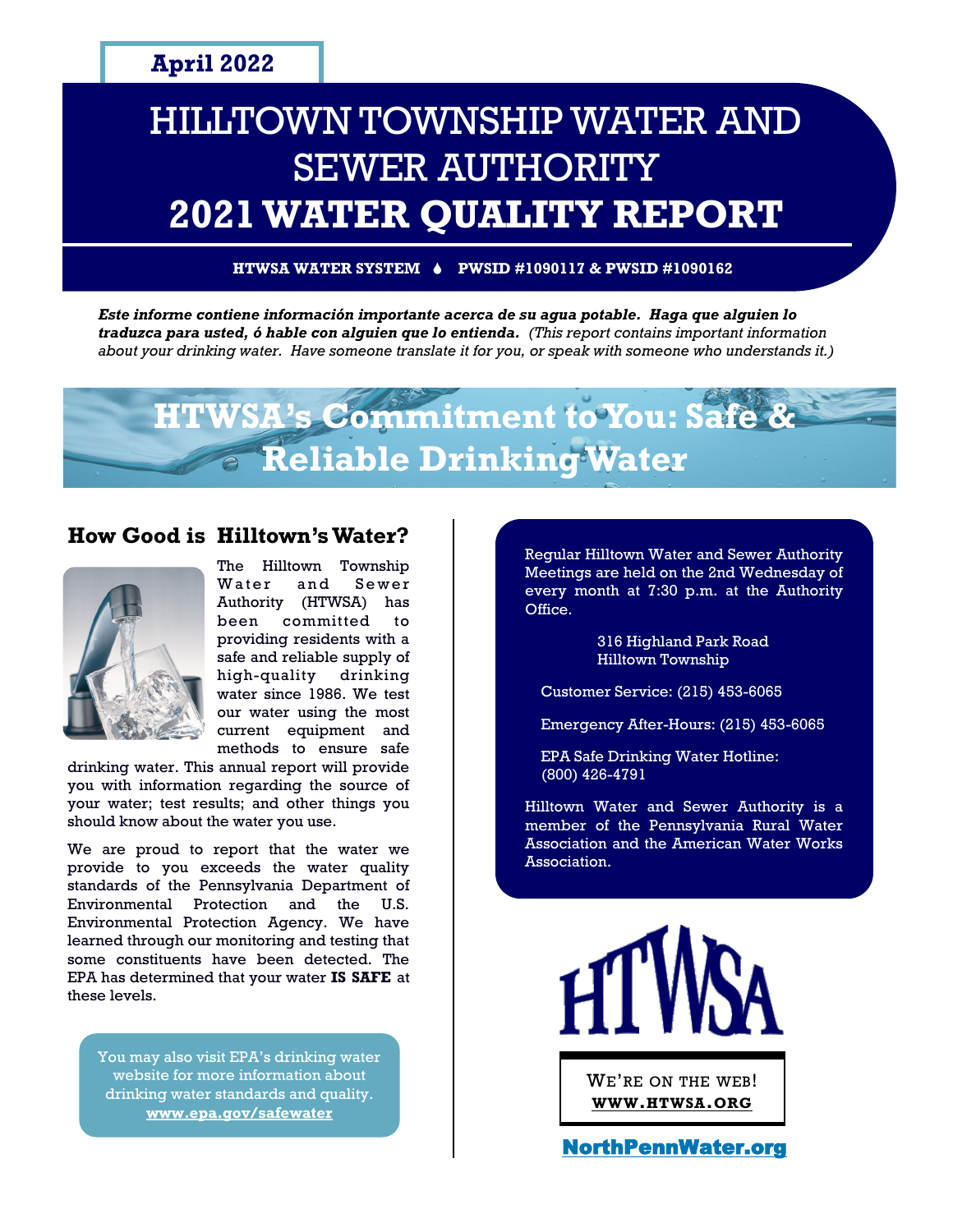**April 2022**

# HILLTOWN TOWNSHIP WATER AND SEWER AUTHORITY
# 2021 WATER QUALITY REPORT

**HTWSA WATER SYSTEM • PWSID #1090117 & PWSID #1090162**

***Este informe contiene información importante acerca de su agua potable. Haga que alguien lo traduzca para usted, ó hable con alguien que lo entienda.*** *(This report contains important information about your drinking water. Have someone translate it for you, or speak with someone who understands it.)*

## HTWSA's Commitment to You: Safe & Reliable Drinking Water

### How Good is Hilltown's Water?

The Hilltown Township Water and Sewer Authority (HTWSA) has been committed to providing residents with a safe and reliable supply of high-quality drinking water since 1986. We test our water using the most current equipment and methods to ensure safe drinking water. This annual report will provide you with information regarding the source of your water; test results; and other things you should know about the water you use.

We are proud to report that the water we provide to you exceeds the water quality standards of the Pennsylvania Department of Environmental Protection and the U.S. Environmental Protection Agency. We have learned through our monitoring and testing that some constituents have been detected. The EPA has determined that your water **IS SAFE** at these levels.

You may also visit EPA's drinking water website for more information about drinking water standards and quality. **www.epa.gov/safewater**

Regular Hilltown Water and Sewer Authority Meetings are held on the 2nd Wednesday of every month at 7:30 p.m. at the Authority Office.

316 Highland Park Road
Hilltown Township

Customer Service: (215) 453-6065

Emergency After-Hours: (215) 453-6065

EPA Safe Drinking Water Hotline: (800) 426-4791

Hilltown Water and Sewer Authority is a member of the Pennsylvania Rural Water Association and the American Water Works Association.

HTWSA

WE'RE ON THE WEB!
**WWW.HTWSA.ORG**

**NorthPennWater.org**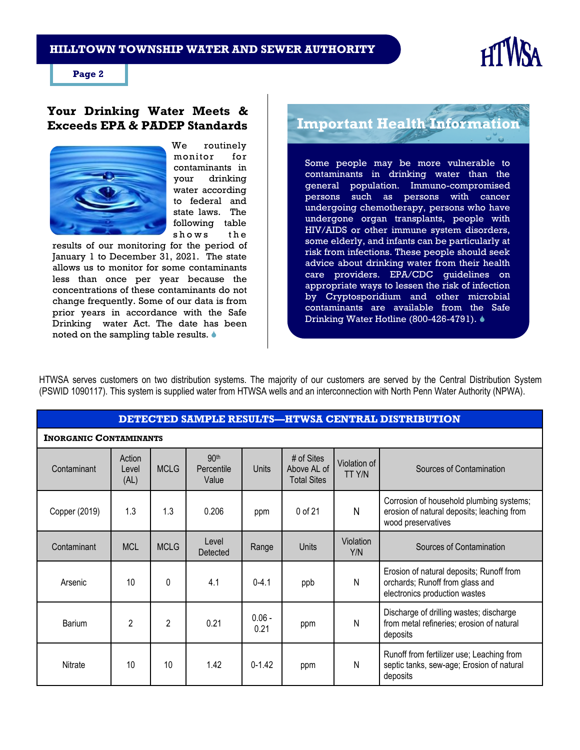## Your Drinking Water Meets & Exceeds EPA & PADEP Standards

We routinely monitor for contaminants in your drinking water according to federal and state laws. The following table shows the results of our monitoring for the period of January 1 to December 31, 2021. The state allows us to monitor for some contaminants less than once per year because the concentrations of these contaminants do not change frequently. Some of our data is from prior years in accordance with the Safe Drinking water Act. The date has been noted on the sampling table results.

## Important Health Information

Some people may be more vulnerable to contaminants in drinking water than the general population. Immuno-compromised persons such as persons with cancer undergoing chemotherapy, persons who have undergone organ transplants, people with HIV/AIDS or other immune system disorders, some elderly, and infants can be particularly at risk from infections. These people should seek advice about drinking water from their health care providers. EPA/CDC guidelines on appropriate ways to lessen the risk of infection by Cryptosporidium and other microbial contaminants are available from the Safe Drinking Water Hotline (800-426-4791).

HTWSA serves customers on two distribution systems. The majority of our customers are served by the Central Distribution System (PSWID 1090117). This system is supplied water from HTWSA wells and an interconnection with North Penn Water Authority (NPWA).

| DETECTED SAMPLE RESULTS—HTWSA CENTRAL DISTRIBUTION | | | | | | | |
|---|---|---|---|---|---|---|---|
| **INORGANIC CONTAMINANTS** | | | | | | | |
| Contaminant | Action Level (AL) | MCLG | 90th Percentile Value | Units | # of Sites Above AL of Total Sites | Violation of TT Y/N | Sources of Contamination |
| Copper (2019) | 1.3 | 1.3 | 0.206 | ppm | 0 of 21 | N | Corrosion of household plumbing systems; erosion of natural deposits; leaching from wood preservatives |
| Contaminant | MCL | MCLG | Level Detected | Range | Units | Violation Y/N | Sources of Contamination |
| Arsenic | 10 | 0 | 4.1 | 0-4.1 | ppb | N | Erosion of natural deposits; Runoff from orchards; Runoff from glass and electronics production wastes |
| Barium | 2 | 2 | 0.21 | 0.06 - 0.21 | ppm | N | Discharge of drilling wastes; discharge from metal refineries; erosion of natural deposits |
| Nitrate | 10 | 10 | 1.42 | 0-1.42 | ppm | N | Runoff from fertilizer use; Leaching from septic tanks, sew-age; Erosion of natural deposits |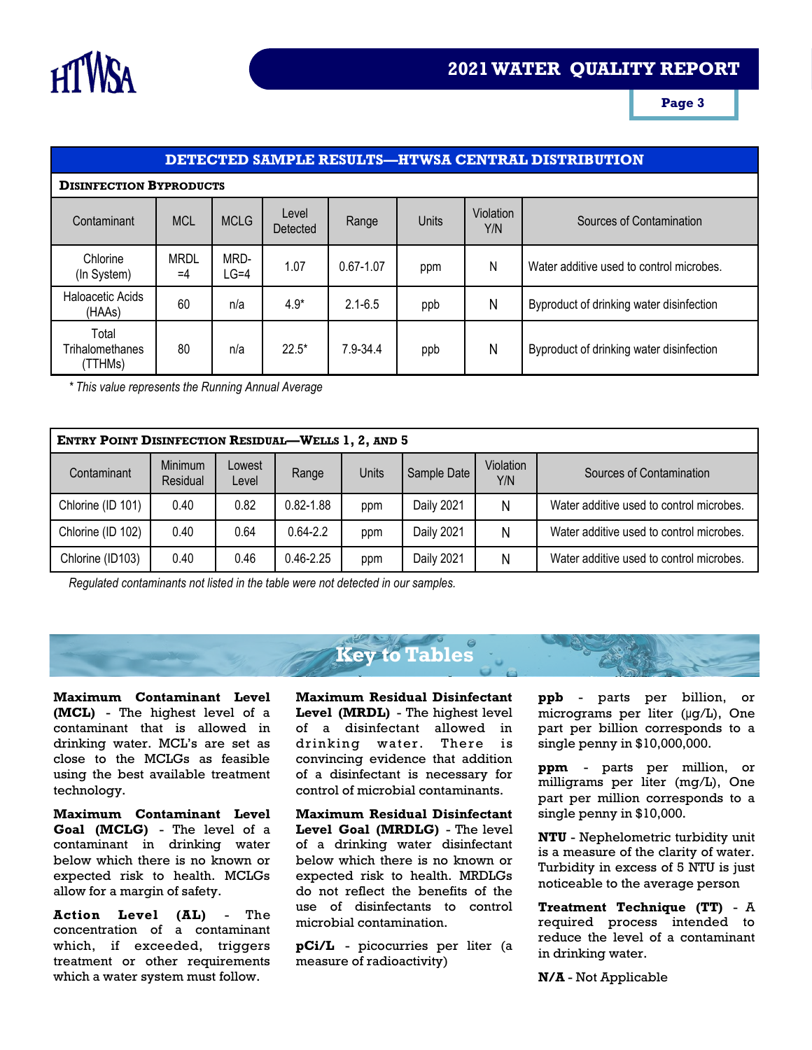# 2021 WATER QUALITY REPORT

## DETECTED SAMPLE RESULTS—HTWSA CENTRAL DISTRIBUTION

**Disinfection Byproducts**

| Contaminant | MCL | MCLG | Level Detected | Range | Units | Violation Y/N | Sources of Contamination |
|---|---|---|---|---|---|---|---|
| Chlorine (In System) | MRDL =4 | MRD-LG=4 | 1.07 | 0.67-1.07 | ppm | N | Water additive used to control microbes. |
| Haloacetic Acids (HAAs) | 60 | n/a | 4.9* | 2.1-6.5 | ppb | N | Byproduct of drinking water disinfection |
| Total Trihalomethanes (TTHMs) | 80 | n/a | 22.5* | 7.9-34.4 | ppb | N | Byproduct of drinking water disinfection |

*\* This value represents the Running Annual Average*

**Entry Point Disinfection Residual—Wells 1, 2, and 5**

| Contaminant | Minimum Residual | Lowest Level | Range | Units | Sample Date | Violation Y/N | Sources of Contamination |
|---|---|---|---|---|---|---|---|
| Chlorine (ID 101) | 0.40 | 0.82 | 0.82-1.88 | ppm | Daily 2021 | N | Water additive used to control microbes. |
| Chlorine (ID 102) | 0.40 | 0.64 | 0.64-2.2 | ppm | Daily 2021 | N | Water additive used to control microbes. |
| Chlorine (ID103) | 0.40 | 0.46 | 0.46-2.25 | ppm | Daily 2021 | N | Water additive used to control microbes. |

*Regulated contaminants not listed in the table were not detected in our samples.*

## Key to Tables

**Maximum Contaminant Level (MCL)** - The highest level of a contaminant that is allowed in drinking water. MCL's are set as close to the MCLGs as feasible using the best available treatment technology.

**Maximum Contaminant Level Goal (MCLG)** - The level of a contaminant in drinking water below which there is no known or expected risk to health. MCLGs allow for a margin of safety.

**Action Level (AL)** - The concentration of a contaminant which, if exceeded, triggers treatment or other requirements which a water system must follow.

**Maximum Residual Disinfectant Level (MRDL)** - The highest level of a disinfectant allowed in drinking water. There is convincing evidence that addition of a disinfectant is necessary for control of microbial contaminants.

**Maximum Residual Disinfectant Level Goal (MRDLG)** - The level of a drinking water disinfectant below which there is no known or expected risk to health. MRDLGs do not reflect the benefits of the use of disinfectants to control microbial contamination.

**pCi/L** - picocurries per liter (a measure of radioactivity)

**ppb** - parts per billion, or micrograms per liter (µg/L), One part per billion corresponds to a single penny in $10,000,000.

**ppm** - parts per million, or milligrams per liter (mg/L), One part per million corresponds to a single penny in $10,000.

**NTU** - Nephelometric turbidity unit is a measure of the clarity of water. Turbidity in excess of 5 NTU is just noticeable to the average person

**Treatment Technique (TT)** - A required process intended to reduce the level of a contaminant in drinking water.

**N/A** - Not Applicable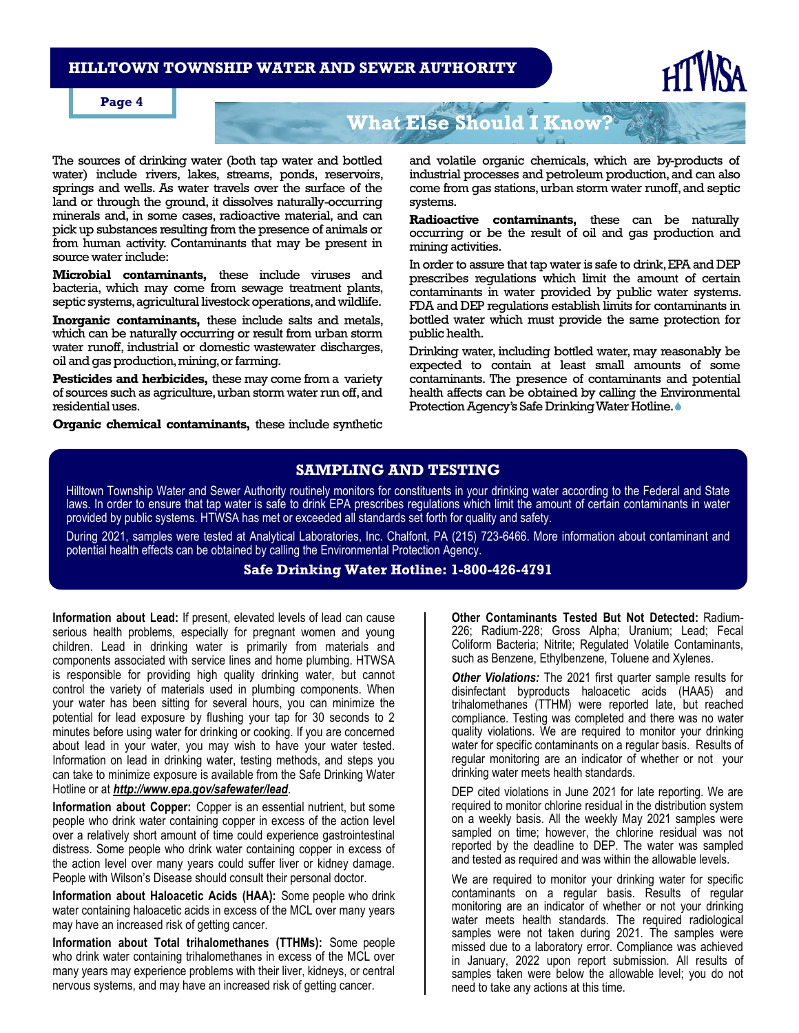## What Else Should I Know?

The sources of drinking water (both tap water and bottled water) include rivers, lakes, streams, ponds, reservoirs, springs and wells. As water travels over the surface of the land or through the ground, it dissolves naturally-occurring minerals and, in some cases, radioactive material, and can pick up substances resulting from the presence of animals or from human activity. Contaminants that may be present in source water include:

**Microbial contaminants,** these include viruses and bacteria, which may come from sewage treatment plants, septic systems, agricultural livestock operations, and wildlife.

**Inorganic contaminants,** these include salts and metals, which can be naturally occurring or result from urban storm water runoff, industrial or domestic wastewater discharges, oil and gas production, mining, or farming.

**Pesticides and herbicides,** these may come from a variety of sources such as agriculture, urban storm water run off, and residential uses.

**Organic chemical contaminants,** these include synthetic and volatile organic chemicals, which are by-products of industrial processes and petroleum production, and can also come from gas stations, urban storm water runoff, and septic systems.

**Radioactive contaminants,** these can be naturally occurring or be the result of oil and gas production and mining activities.

In order to assure that tap water is safe to drink, EPA and DEP prescribes regulations which limit the amount of certain contaminants in water provided by public water systems. FDA and DEP regulations establish limits for contaminants in bottled water which must provide the same protection for public health.

Drinking water, including bottled water, may reasonably be expected to contain at least small amounts of some contaminants. The presence of contaminants and potential health affects can be obtained by calling the Environmental Protection Agency's Safe Drinking Water Hotline.

## SAMPLING AND TESTING

Hilltown Township Water and Sewer Authority routinely monitors for constituents in your drinking water according to the Federal and State laws. In order to ensure that tap water is safe to drink EPA prescribes regulations which limit the amount of certain contaminants in water provided by public systems. HTWSA has met or exceeded all standards set forth for quality and safety.

During 2021, samples were tested at Analytical Laboratories, Inc. Chalfont, PA (215) 723-6466. More information about contaminant and potential health effects can be obtained by calling the Environmental Protection Agency.

**Safe Drinking Water Hotline: 1-800-426-4791**

**Information about Lead:** If present, elevated levels of lead can cause serious health problems, especially for pregnant women and young children. Lead in drinking water is primarily from materials and components associated with service lines and home plumbing. HTWSA is responsible for providing high quality drinking water, but cannot control the variety of materials used in plumbing components. When your water has been sitting for several hours, you can minimize the potential for lead exposure by flushing your tap for 30 seconds to 2 minutes before using water for drinking or cooking. If you are concerned about lead in your water, you may wish to have your water tested. Information on lead in drinking water, testing methods, and steps you can take to minimize exposure is available from the Safe Drinking Water Hotline or at ***http://www.epa.gov/safewater/lead***.

**Information about Copper:** Copper is an essential nutrient, but some people who drink water containing copper in excess of the action level over a relatively short amount of time could experience gastrointestinal distress. Some people who drink water containing copper in excess of the action level over many years could suffer liver or kidney damage. People with Wilson's Disease should consult their personal doctor.

**Information about Haloacetic Acids (HAA):** Some people who drink water containing haloacetic acids in excess of the MCL over many years may have an increased risk of getting cancer.

**Information about Total trihalomethanes (TTHMs):** Some people who drink water containing trihalomethanes in excess of the MCL over many years may experience problems with their liver, kidneys, or central nervous systems, and may have an increased risk of getting cancer.

**Other Contaminants Tested But Not Detected:** Radium-226; Radium-228; Gross Alpha; Uranium; Lead; Fecal Coliform Bacteria; Nitrite; Regulated Volatile Contaminants, such as Benzene, Ethylbenzene, Toluene and Xylenes.

***Other Violations:*** The 2021 first quarter sample results for disinfectant byproducts haloacetic acids (HAA5) and trihalomethanes (TTHM) were reported late, but reached compliance. Testing was completed and there was no water quality violations. We are required to monitor your drinking water for specific contaminants on a regular basis. Results of regular monitoring are an indicator of whether or not your drinking water meets health standards.

DEP cited violations in June 2021 for late reporting. We are required to monitor chlorine residual in the distribution system on a weekly basis. All the weekly May 2021 samples were sampled on time; however, the chlorine residual was not reported by the deadline to DEP. The water was sampled and tested as required and was within the allowable levels.

We are required to monitor your drinking water for specific contaminants on a regular basis. Results of regular monitoring are an indicator of whether or not your drinking water meets health standards. The required radiological samples were not taken during 2021. The samples were missed due to a laboratory error. Compliance was achieved in January, 2022 upon report submission. All results of samples taken were below the allowable level; you do not need to take any actions at this time.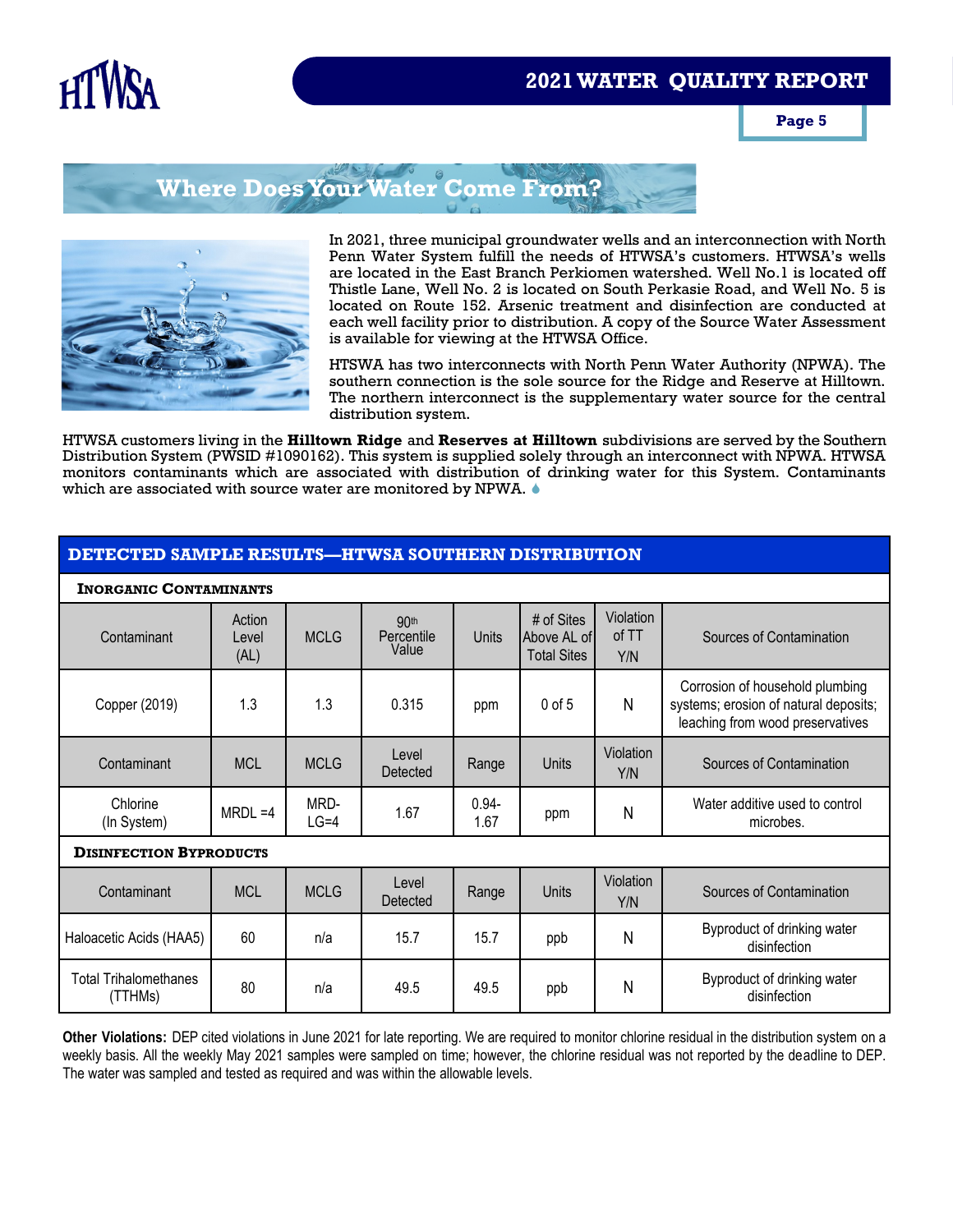## Where Does Your Water Come From?

In 2021, three municipal groundwater wells and an interconnection with North Penn Water System fulfill the needs of HTWSA's customers. HTWSA's wells are located in the East Branch Perkiomen watershed. Well No.1 is located off Thistle Lane, Well No. 2 is located on South Perkasie Road, and Well No. 5 is located on Route 152. Arsenic treatment and disinfection are conducted at each well facility prior to distribution. A copy of the Source Water Assessment is available for viewing at the HTWSA Office.

HTSWA has two interconnects with North Penn Water Authority (NPWA). The southern connection is the sole source for the Ridge and Reserve at Hilltown. The northern interconnect is the supplementary water source for the central distribution system.

HTWSA customers living in the **Hilltown Ridge** and **Reserves at Hilltown** subdivisions are served by the Southern Distribution System (PWSID #1090162). This system is supplied solely through an interconnect with NPWA. HTWSA monitors contaminants which are associated with distribution of drinking water for this System. Contaminants which are associated with source water are monitored by NPWA.

## DETECTED SAMPLE RESULTS—HTWSA SOUTHERN DISTRIBUTION

**INORGANIC CONTAMINANTS**

| Contaminant | Action Level (AL) | MCLG | 90th Percentile Value | Units | # of Sites Above AL of Total Sites | Violation of TT Y/N | Sources of Contamination |
|---|---|---|---|---|---|---|---|
| Copper (2019) | 1.3 | 1.3 | 0.315 | ppm | 0 of 5 | N | Corrosion of household plumbing systems; erosion of natural deposits; leaching from wood preservatives |
| **Contaminant** | **MCL** | **MCLG** | **Level Detected** | **Range** | **Units** | **Violation Y/N** | **Sources of Contamination** |
| Chlorine (In System) | MRDL =4 | MRD-LG=4 | 1.67 | 0.94-1.67 | ppm | N | Water additive used to control microbes. |

**DISINFECTION BYPRODUCTS**

| Contaminant | MCL | MCLG | Level Detected | Range | Units | Violation Y/N | Sources of Contamination |
|---|---|---|---|---|---|---|---|
| Haloacetic Acids (HAA5) | 60 | n/a | 15.7 | 15.7 | ppb | N | Byproduct of drinking water disinfection |
| Total Trihalomethanes (TTHMs) | 80 | n/a | 49.5 | 49.5 | ppb | N | Byproduct of drinking water disinfection |

**Other Violations:** DEP cited violations in June 2021 for late reporting. We are required to monitor chlorine residual in the distribution system on a weekly basis. All the weekly May 2021 samples were sampled on time; however, the chlorine residual was not reported by the deadline to DEP. The water was sampled and tested as required and was within the allowable levels.